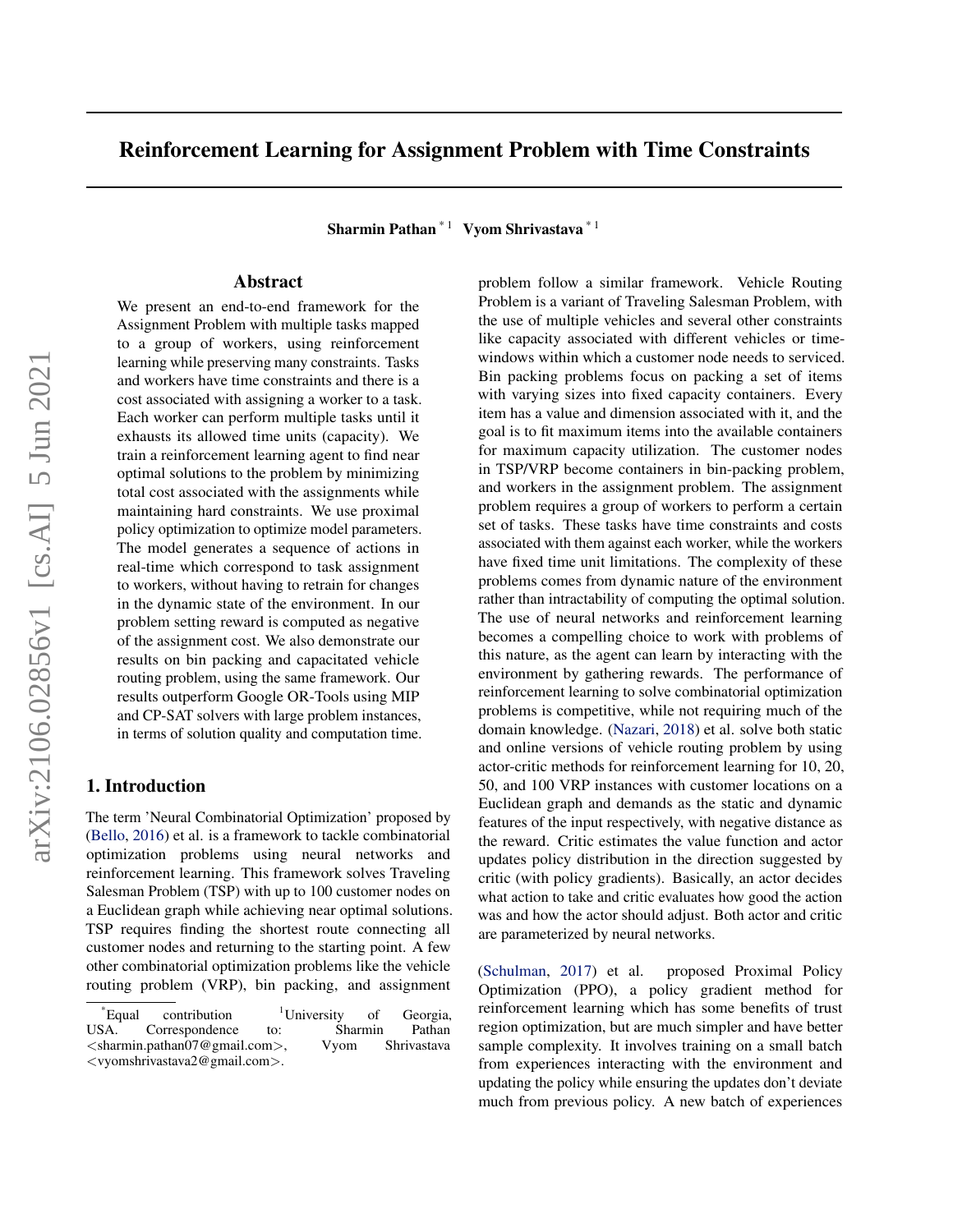# Reinforcement Learning for Assignment Problem with Time Constraints

**Sharmin Pathan** [*1] **Vyom Shrivastava** [*1]

## Abstract

We present an end-to-end framework for the Assignment Problem with multiple tasks mapped to a group of workers, using reinforcement learning while preserving many constraints. Tasks and workers have time constraints and there is a cost associated with assigning a worker to a task. Each worker can perform multiple tasks until it exhausts its allowed time units (capacity). We train a reinforcement learning agent to find near optimal solutions to the problem by minimizing total cost associated with the assignments while maintaining hard constraints. We use proximal policy optimization to optimize model parameters. The model generates a sequence of actions in real-time which correspond to task assignment to workers, without having to retrain for changes in the dynamic state of the environment. In our problem setting reward is computed as negative of the assignment cost. We also demonstrate our results on bin packing and capacitated vehicle routing problem, using the same framework. Our results outperform Google OR-Tools using MIP and CP-SAT solvers with large problem instances, in terms of solution quality and computation time.

## 1. Introduction

The term 'Neural Combinatorial Optimization' proposed by (Bello, 2016) et al. is a framework to tackle combinatorial optimization problems using neural networks and reinforcement learning. This framework solves Traveling Salesman Problem (TSP) with up to 100 customer nodes on a Euclidean graph while achieving near optimal solutions. TSP requires finding the shortest route connecting all customer nodes and returning to the starting point. A few other combinatorial optimization problems like the vehicle routing problem (VRP), bin packing, and assignment problem follow a similar framework. Vehicle Routing Problem is a variant of Traveling Salesman Problem, with the use of multiple vehicles and several other constraints like capacity associated with different vehicles or time-windows within which a customer node needs to serviced. Bin packing problems focus on packing a set of items with varying sizes into fixed capacity containers. Every item has a value and dimension associated with it, and the goal is to fit maximum items into the available containers for maximum capacity utilization. The customer nodes in TSP/VRP become containers in bin-packing problem, and workers in the assignment problem. The assignment problem requires a group of workers to perform a certain set of tasks. These tasks have time constraints and costs associated with them against each worker, while the workers have fixed time unit limitations. The complexity of these problems comes from dynamic nature of the environment rather than intractability of computing the optimal solution. The use of neural networks and reinforcement learning becomes a compelling choice to work with problems of this nature, as the agent can learn by interacting with the environment by gathering rewards. The performance of reinforcement learning to solve combinatorial optimization problems is competitive, while not requiring much of the domain knowledge. (Nazari, 2018) et al. solve both static and online versions of vehicle routing problem by using actor-critic methods for reinforcement learning for 10, 20, 50, and 100 VRP instances with customer locations on a Euclidean graph and demands as the static and dynamic features of the input respectively, with negative distance as the reward. Critic estimates the value function and actor updates policy distribution in the direction suggested by critic (with policy gradients). Basically, an actor decides what action to take and critic evaluates how good the action was and how the actor should adjust. Both actor and critic are parameterized by neural networks.

(Schulman, 2017) et al. proposed Proximal Policy Optimization (PPO), a policy gradient method for reinforcement learning which has some benefits of trust region optimization, but are much simpler and have better sample complexity. It involves training on a small batch from experiences interacting with the environment and updating the policy while ensuring the updates don't deviate much from previous policy. A new batch of experiences

---

[*] Equal contribution [1] University of Georgia, USA. Correspondence to: Sharmin Pathan <sharmin.pathan07@gmail.com>, Vyom Shrivastava <vyomshrivastava2@gmail.com>.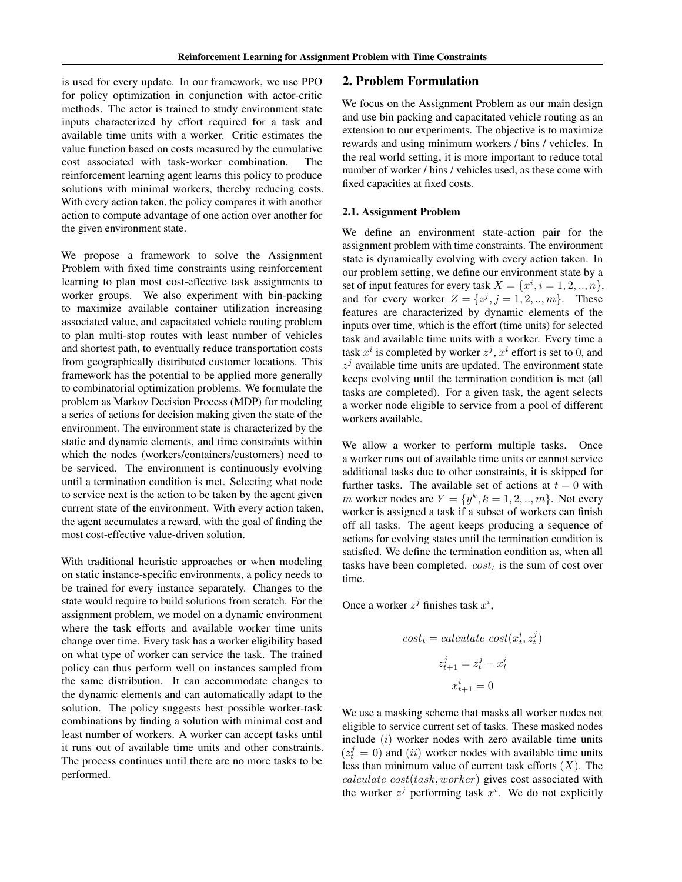is used for every update. In our framework, we use PPO for policy optimization in conjunction with actor-critic methods. The actor is trained to study environment state inputs characterized by effort required for a task and available time units with a worker. Critic estimates the value function based on costs measured by the cumulative cost associated with task-worker combination. The reinforcement learning agent learns this policy to produce solutions with minimal workers, thereby reducing costs. With every action taken, the policy compares it with another action to compute advantage of one action over another for the given environment state.

We propose a framework to solve the Assignment Problem with fixed time constraints using reinforcement learning to plan most cost-effective task assignments to worker groups. We also experiment with bin-packing to maximize available container utilization increasing associated value, and capacitated vehicle routing problem to plan multi-stop routes with least number of vehicles and shortest path, to eventually reduce transportation costs from geographically distributed customer locations. This framework has the potential to be applied more generally to combinatorial optimization problems. We formulate the problem as Markov Decision Process (MDP) for modeling a series of actions for decision making given the state of the environment. The environment state is characterized by the static and dynamic elements, and time constraints within which the nodes (workers/containers/customers) need to be serviced. The environment is continuously evolving until a termination condition is met. Selecting what node to service next is the action to be taken by the agent given current state of the environment. With every action taken, the agent accumulates a reward, with the goal of finding the most cost-effective value-driven solution.

With traditional heuristic approaches or when modeling on static instance-specific environments, a policy needs to be trained for every instance separately. Changes to the state would require to build solutions from scratch. For the assignment problem, we model on a dynamic environment where the task efforts and available worker time units change over time. Every task has a worker eligibility based on what type of worker can service the task. The trained policy can thus perform well on instances sampled from the same distribution. It can accommodate changes to the dynamic elements and can automatically adapt to the solution. The policy suggests best possible worker-task combinations by finding a solution with minimal cost and least number of workers. A worker can accept tasks until it runs out of available time units and other constraints. The process continues until there are no more tasks to be performed.

## 2. Problem Formulation

We focus on the Assignment Problem as our main design and use bin packing and capacitated vehicle routing as an extension to our experiments. The objective is to maximize rewards and using minimum workers / bins / vehicles. In the real world setting, it is more important to reduce total number of worker / bins / vehicles used, as these come with fixed capacities at fixed costs.

### 2.1. Assignment Problem

We define an environment state-action pair for the assignment problem with time constraints. The environment state is dynamically evolving with every action taken. In our problem setting, we define our environment state by a set of input features for every task $X = \{x^i, i = 1, 2, .., n\}$, and for every worker $Z = \{z^j, j = 1, 2, .., m\}$. These features are characterized by dynamic elements of the inputs over time, which is the effort (time units) for selected task and available time units with a worker. Every time a task $x^i$ is completed by worker $z^j$, $x^i$ effort is set to 0, and $z^j$ available time units are updated. The environment state keeps evolving until the termination condition is met (all tasks are completed). For a given task, the agent selects a worker node eligible to service from a pool of different workers available.

We allow a worker to perform multiple tasks. Once a worker runs out of available time units or cannot service additional tasks due to other constraints, it is skipped for further tasks. The available set of actions at $t = 0$ with $m$ worker nodes are $Y = \{y^k, k = 1, 2, .., m\}$. Not every worker is assigned a task if a subset of workers can finish off all tasks. The agent keeps producing a sequence of actions for evolving states until the termination condition is satisfied. We define the termination condition as, when all tasks have been completed. $cost_t$ is the sum of cost over time.

Once a worker $z^j$ finishes task $x^i$,

$$cost_t = calculate\_cost(x_t^i, z_t^j)$$

$$z_{t+1}^j = z_t^j - x_t^i$$

$$x_{t+1}^i = 0$$

We use a masking scheme that masks all worker nodes not eligible to service current set of tasks. These masked nodes include $(i)$ worker nodes with zero available time units ($z_t^j = 0$) and $(ii)$ worker nodes with available time units less than minimum value of current task efforts $(X)$. The $calculate\_cost(task, worker)$ gives cost associated with the worker $z^j$ performing task $x^i$. We do not explicitly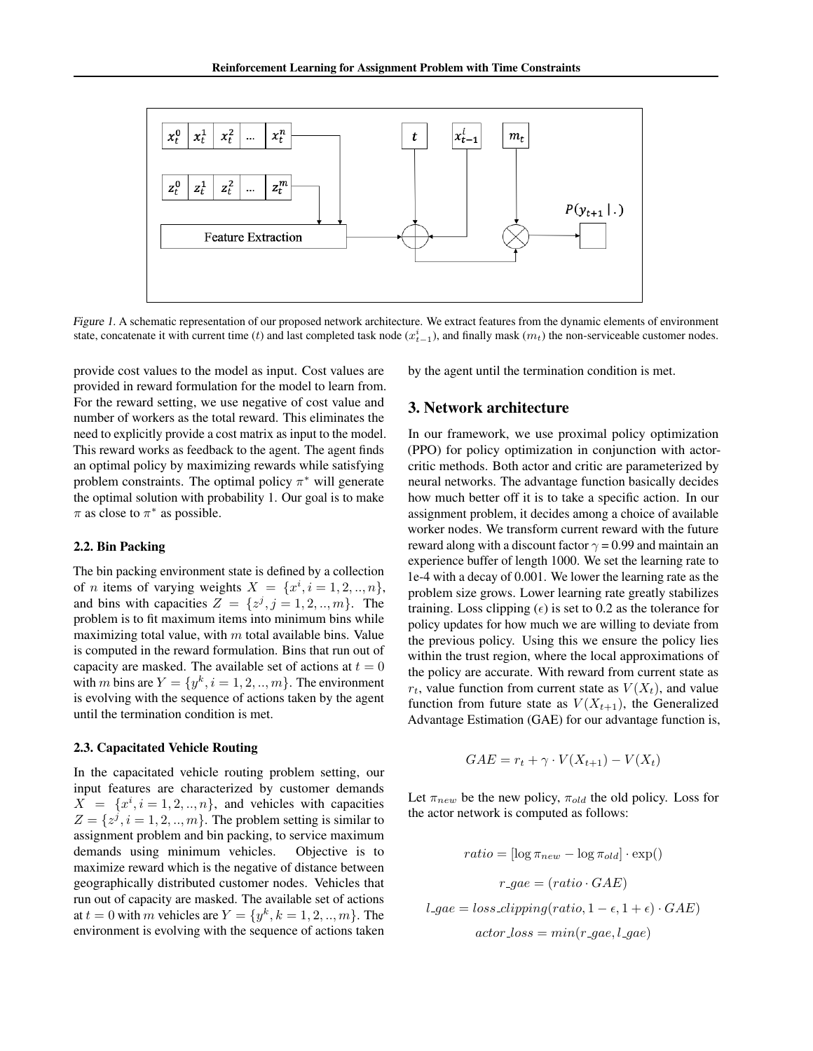Figure 1. A schematic representation of our proposed network architecture. We extract features from the dynamic elements of environment state, concatenate it with current time ($t$) and last completed task node ($x^{i}_{t-1}$), and finally mask ($m_t$) the non-serviceable customer nodes.

provide cost values to the model as input. Cost values are provided in reward formulation for the model to learn from. For the reward setting, we use negative of cost value and number of workers as the total reward. This eliminates the need to explicitly provide a cost matrix as input to the model. This reward works as feedback to the agent. The agent finds an optimal policy by maximizing rewards while satisfying problem constraints. The optimal policy $\pi^*$ will generate the optimal solution with probability 1. Our goal is to make $\pi$ as close to $\pi^*$ as possible.

### 2.2. Bin Packing

The bin packing environment state is defined by a collection of $n$ items of varying weights $X = \{x^i, i = 1, 2, .., n\}$, and bins with capacities $Z = \{z^j, j = 1, 2, .., m\}$. The problem is to fit maximum items into minimum bins while maximizing total value, with $m$ total available bins. Value is computed in the reward formulation. Bins that run out of capacity are masked. The available set of actions at $t = 0$ with $m$ bins are $Y = \{y^k, i = 1, 2, .., m\}$. The environment is evolving with the sequence of actions taken by the agent until the termination condition is met.

### 2.3. Capacitated Vehicle Routing

In the capacitated vehicle routing problem setting, our input features are characterized by customer demands $X = \{x^i, i = 1, 2, .., n\}$, and vehicles with capacities $Z = \{z^j, i = 1, 2, .., m\}$. The problem setting is similar to assignment problem and bin packing, to service maximum demands using minimum vehicles. Objective is to maximize reward which is the negative of distance between geographically distributed customer nodes. Vehicles that run out of capacity are masked. The available set of actions at $t = 0$ with $m$ vehicles are $Y = \{y^k, k = 1, 2, .., m\}$. The environment is evolving with the sequence of actions taken by the agent until the termination condition is met.

## 3. Network architecture

In our framework, we use proximal policy optimization (PPO) for policy optimization in conjunction with actor-critic methods. Both actor and critic are parameterized by neural networks. The advantage function basically decides how much better off it is to take a specific action. In our assignment problem, it decides among a choice of available worker nodes. We transform current reward with the future reward along with a discount factor $\gamma = 0.99$ and maintain an experience buffer of length 1000. We set the learning rate to 1e-4 with a decay of 0.001. We lower the learning rate as the problem size grows. Lower learning rate greatly stabilizes training. Loss clipping ($\epsilon$) is set to 0.2 as the tolerance for policy updates for how much we are willing to deviate from the previous policy. Using this we ensure the policy lies within the trust region, where the local approximations of the policy are accurate. With reward from current state as $r_t$, value function from current state as $V(X_t)$, and value function from future state as $V(X_{t+1})$, the Generalized Advantage Estimation (GAE) for our advantage function is,

$$GAE = r_t + \gamma \cdot V(X_{t+1}) - V(X_t)$$

Let $\pi_{new}$ be the new policy, $\pi_{old}$ the old policy. Loss for the actor network is computed as follows:

$$ratio = [\log \pi_{new} - \log \pi_{old}] \cdot \exp()$$

$$r\_gae = (ratio \cdot GAE)$$

$$l\_gae = loss\_clipping(ratio, 1 - \epsilon, 1 + \epsilon) \cdot GAE)$$

$$actor\_loss = min(r\_gae, l\_gae)$$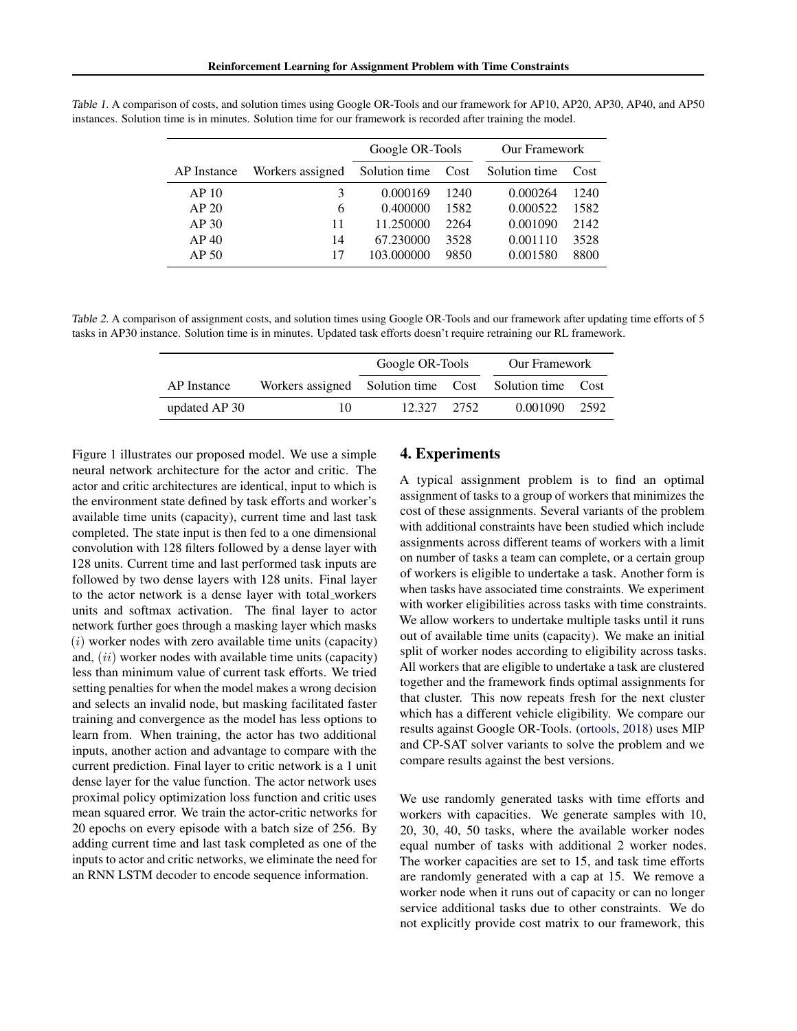*Table 1.* A comparison of costs, and solution times using Google OR-Tools and our framework for AP10, AP20, AP30, AP40, and AP50 instances. Solution time is in minutes. Solution time for our framework is recorded after training the model.

| | | Google OR-Tools | | Our Framework | |
|---|---|---|---|---|---|
| AP Instance | Workers assigned | Solution time | Cost | Solution time | Cost |
| AP 10 | 3 | 0.000169 | 1240 | 0.000264 | 1240 |
| AP 20 | 6 | 0.400000 | 1582 | 0.000522 | 1582 |
| AP 30 | 11 | 11.250000 | 2264 | 0.001090 | 2142 |
| AP 40 | 14 | 67.230000 | 3528 | 0.001110 | 3528 |
| AP 50 | 17 | 103.000000 | 9850 | 0.001580 | 8800 |

*Table 2.* A comparison of assignment costs, and solution times using Google OR-Tools and our framework after updating time efforts of 5 tasks in AP30 instance. Solution time is in minutes. Updated task efforts doesn't require retraining our RL framework.

| | | Google OR-Tools | | Our Framework | |
|---|---|---|---|---|---|
| AP Instance | Workers assigned | Solution time | Cost | Solution time | Cost |
| updated AP 30 | 10 | 12.327 | 2752 | 0.001090 | 2592 |

Figure 1 illustrates our proposed model. We use a simple neural network architecture for the actor and critic. The actor and critic architectures are identical, input to which is the environment state defined by task efforts and worker's available time units (capacity), current time and last task completed. The state input is then fed to a one dimensional convolution with 128 filters followed by a dense layer with 128 units. Current time and last performed task inputs are followed by two dense layers with 128 units. Final layer to the actor network is a dense layer with total_workers units and softmax activation. The final layer to actor network further goes through a masking layer which masks $(i)$ worker nodes with zero available time units (capacity) and, $(ii)$ worker nodes with available time units (capacity) less than minimum value of current task efforts. We tried setting penalties for when the model makes a wrong decision and selects an invalid node, but masking facilitated faster training and convergence as the model has less options to learn from. When training, the actor has two additional inputs, another action and advantage to compare with the current prediction. Final layer to critic network is a 1 unit dense layer for the value function. The actor network uses proximal policy optimization loss function and critic uses mean squared error. We train the actor-critic networks for 20 epochs on every episode with a batch size of 256. By adding current time and last task completed as one of the inputs to actor and critic networks, we eliminate the need for an RNN LSTM decoder to encode sequence information.

## 4. Experiments

A typical assignment problem is to find an optimal assignment of tasks to a group of workers that minimizes the cost of these assignments. Several variants of the problem with additional constraints have been studied which include assignments across different teams of workers with a limit on number of tasks a team can complete, or a certain group of workers is eligible to undertake a task. Another form is when tasks have associated time constraints. We experiment with worker eligibilities across tasks with time constraints. We allow workers to undertake multiple tasks until it runs out of available time units (capacity). We make an initial split of worker nodes according to eligibility across tasks. All workers that are eligible to undertake a task are clustered together and the framework finds optimal assignments for that cluster. This now repeats fresh for the next cluster which has a different vehicle eligibility. We compare our results against Google OR-Tools. (ortools, 2018) uses MIP and CP-SAT solver variants to solve the problem and we compare results against the best versions.

We use randomly generated tasks with time efforts and workers with capacities. We generate samples with 10, 20, 30, 40, 50 tasks, where the available worker nodes equal number of tasks with additional 2 worker nodes. The worker capacities are set to 15, and task time efforts are randomly generated with a cap at 15. We remove a worker node when it runs out of capacity or can no longer service additional tasks due to other constraints. We do not explicitly provide cost matrix to our framework, this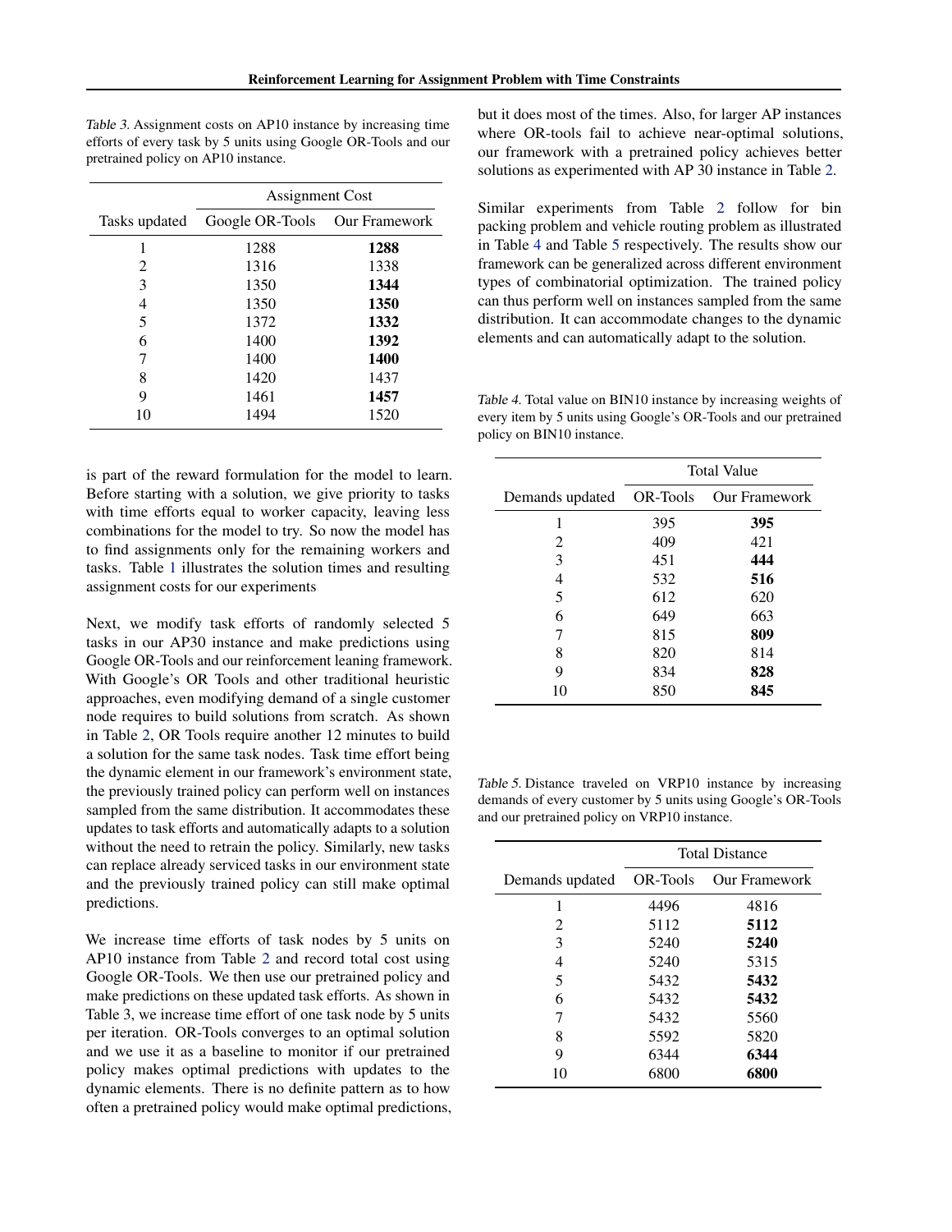Table 3. Assignment costs on AP10 instance by increasing time efforts of every task by 5 units using Google OR-Tools and our pretrained policy on AP10 instance.

| | Assignment Cost | |
|---|---|---|
| Tasks updated | Google OR-Tools | Our Framework |
| 1 | 1288 | **1288** |
| 2 | 1316 | 1338 |
| 3 | 1350 | **1344** |
| 4 | 1350 | **1350** |
| 5 | 1372 | **1332** |
| 6 | 1400 | **1392** |
| 7 | 1400 | **1400** |
| 8 | 1420 | 1437 |
| 9 | 1461 | **1457** |
| 10 | 1494 | 1520 |

is part of the reward formulation for the model to learn. Before starting with a solution, we give priority to tasks with time efforts equal to worker capacity, leaving less combinations for the model to try. So now the model has to find assignments only for the remaining workers and tasks. Table 1 illustrates the solution times and resulting assignment costs for our experiments

Next, we modify task efforts of randomly selected 5 tasks in our AP30 instance and make predictions using Google OR-Tools and our reinforcement leaning framework. With Google's OR Tools and other traditional heuristic approaches, even modifying demand of a single customer node requires to build solutions from scratch. As shown in Table 2, OR Tools require another 12 minutes to build a solution for the same task nodes. Task time effort being the dynamic element in our framework's environment state, the previously trained policy can perform well on instances sampled from the same distribution. It accommodates these updates to task efforts and automatically adapts to a solution without the need to retrain the policy. Similarly, new tasks can replace already serviced tasks in our environment state and the previously trained policy can still make optimal predictions.

We increase time efforts of task nodes by 5 units on AP10 instance from Table 2 and record total cost using Google OR-Tools. We then use our pretrained policy and make predictions on these updated task efforts. As shown in Table 3, we increase time effort of one task node by 5 units per iteration. OR-Tools converges to an optimal solution and we use it as a baseline to monitor if our pretrained policy makes optimal predictions with updates to the dynamic elements. There is no definite pattern as to how often a pretrained policy would make optimal predictions, but it does most of the times. Also, for larger AP instances where OR-tools fail to achieve near-optimal solutions, our framework with a pretrained policy achieves better solutions as experimented with AP 30 instance in Table 2.

Similar experiments from Table 2 follow for bin packing problem and vehicle routing problem as illustrated in Table 4 and Table 5 respectively. The results show our framework can be generalized across different environment types of combinatorial optimization. The trained policy can thus perform well on instances sampled from the same distribution. It can accommodate changes to the dynamic elements and can automatically adapt to the solution.

Table 4. Total value on BIN10 instance by increasing weights of every item by 5 units using Google's OR-Tools and our pretrained policy on BIN10 instance.

| | Total Value | |
|---|---|---|
| Demands updated | OR-Tools | Our Framework |
| 1 | 395 | **395** |
| 2 | 409 | 421 |
| 3 | 451 | **444** |
| 4 | 532 | **516** |
| 5 | 612 | 620 |
| 6 | 649 | 663 |
| 7 | 815 | **809** |
| 8 | 820 | 814 |
| 9 | 834 | **828** |
| 10 | 850 | **845** |

Table 5. Distance traveled on VRP10 instance by increasing demands of every customer by 5 units using Google's OR-Tools and our pretrained policy on VRP10 instance.

| | Total Distance | |
|---|---|---|
| Demands updated | OR-Tools | Our Framework |
| 1 | 4496 | 4816 |
| 2 | 5112 | **5112** |
| 3 | 5240 | **5240** |
| 4 | 5240 | 5315 |
| 5 | 5432 | **5432** |
| 6 | 5432 | **5432** |
| 7 | 5432 | 5560 |
| 8 | 5592 | 5820 |
| 9 | 6344 | **6344** |
| 10 | 6800 | **6800** |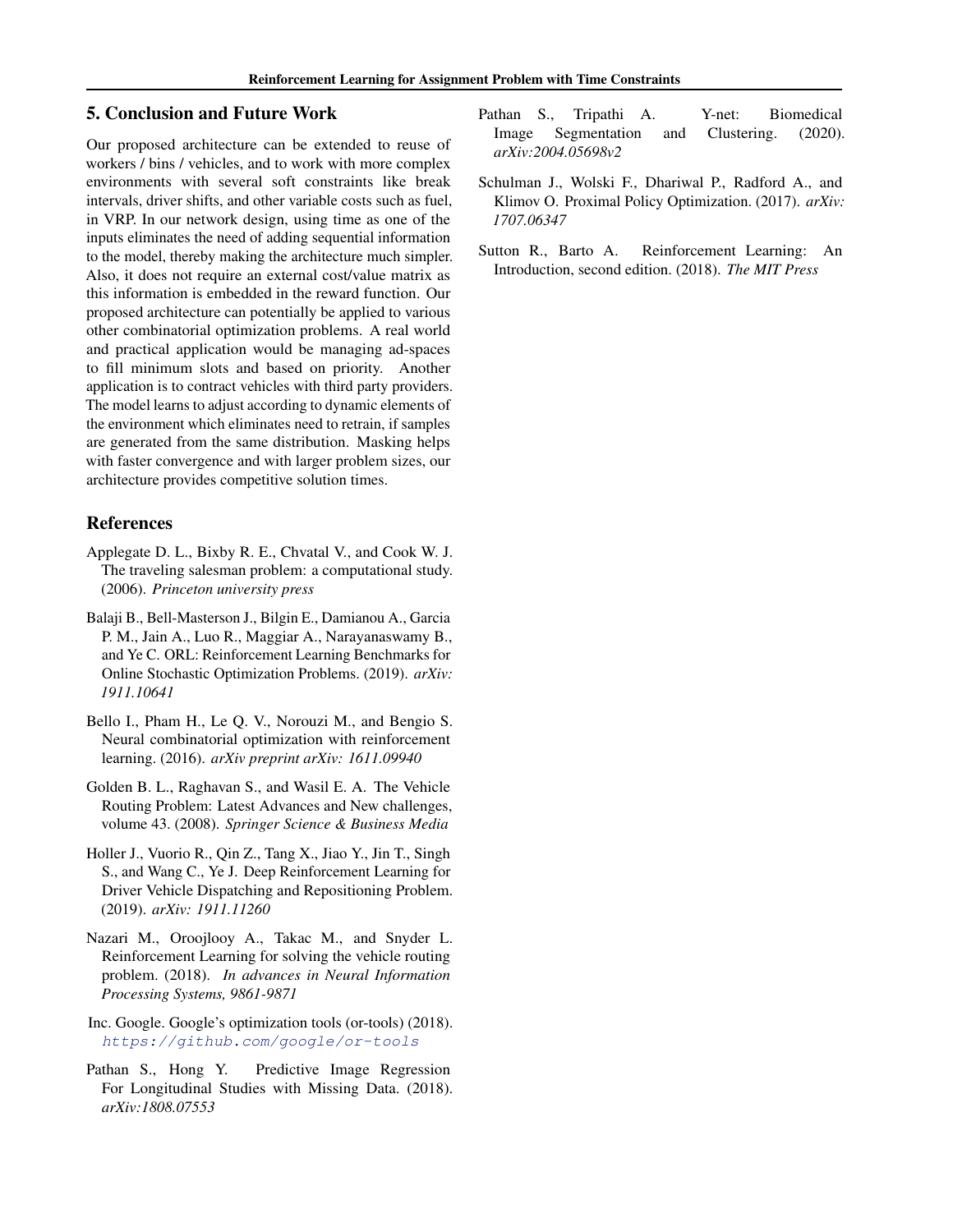## 5. Conclusion and Future Work

Our proposed architecture can be extended to reuse of workers / bins / vehicles, and to work with more complex environments with several soft constraints like break intervals, driver shifts, and other variable costs such as fuel, in VRP. In our network design, using time as one of the inputs eliminates the need of adding sequential information to the model, thereby making the architecture much simpler. Also, it does not require an external cost/value matrix as this information is embedded in the reward function. Our proposed architecture can potentially be applied to various other combinatorial optimization problems. A real world and practical application would be managing ad-spaces to fill minimum slots and based on priority. Another application is to contract vehicles with third party providers. The model learns to adjust according to dynamic elements of the environment which eliminates need to retrain, if samples are generated from the same distribution. Masking helps with faster convergence and with larger problem sizes, our architecture provides competitive solution times.

## References

Applegate D. L., Bixby R. E., Chvatal V., and Cook W. J. The traveling salesman problem: a computational study. (2006). *Princeton university press*

Balaji B., Bell-Masterson J., Bilgin E., Damianou A., Garcia P. M., Jain A., Luo R., Maggiar A., Narayanaswamy B., and Ye C. ORL: Reinforcement Learning Benchmarks for Online Stochastic Optimization Problems. (2019). *arXiv: 1911.10641*

Bello I., Pham H., Le Q. V., Norouzi M., and Bengio S. Neural combinatorial optimization with reinforcement learning. (2016). *arXiv preprint arXiv: 1611.09940*

Golden B. L., Raghavan S., and Wasil E. A. The Vehicle Routing Problem: Latest Advances and New challenges, volume 43. (2008). *Springer Science & Business Media*

Holler J., Vuorio R., Qin Z., Tang X., Jiao Y., Jin T., Singh S., and Wang C., Ye J. Deep Reinforcement Learning for Driver Vehicle Dispatching and Repositioning Problem. (2019). *arXiv: 1911.11260*

Nazari M., Oroojlooy A., Takac M., and Snyder L. Reinforcement Learning for solving the vehicle routing problem. (2018). *In advances in Neural Information Processing Systems, 9861-9871*

Inc. Google. Google's optimization tools (or-tools) (2018). https://github.com/google/or-tools

Pathan S., Hong Y. Predictive Image Regression For Longitudinal Studies with Missing Data. (2018). *arXiv:1808.07553*

Pathan S., Tripathi A. Y-net: Biomedical Image Segmentation and Clustering. (2020). *arXiv:2004.05698v2*

Schulman J., Wolski F., Dhariwal P., Radford A., and Klimov O. Proximal Policy Optimization. (2017). *arXiv: 1707.06347*

Sutton R., Barto A. Reinforcement Learning: An Introduction, second edition. (2018). *The MIT Press*